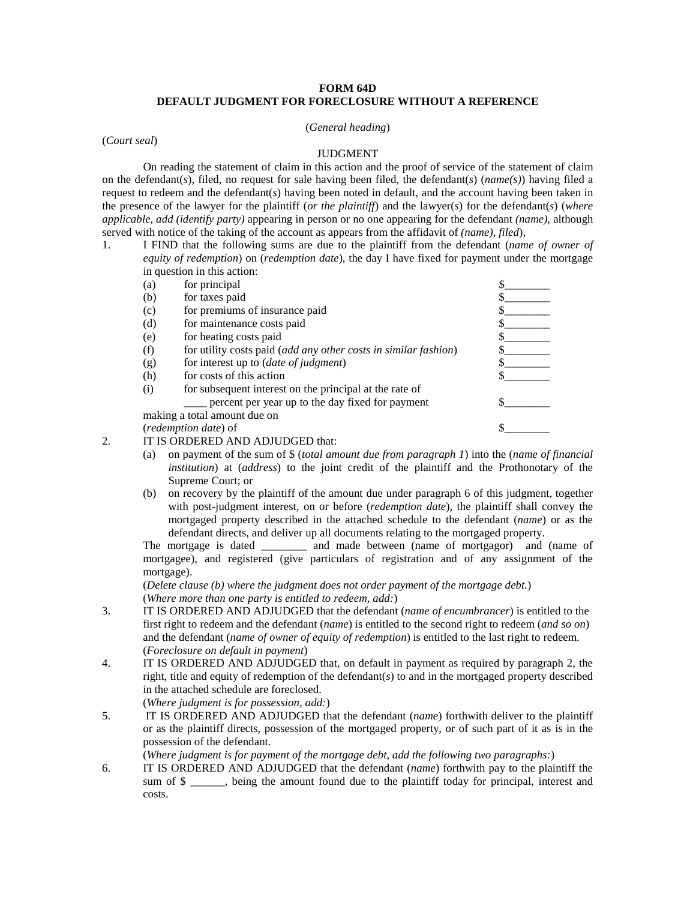**FORM 64D**
**DEFAULT JUDGMENT FOR FORECLOSURE WITHOUT A REFERENCE**

(*General heading*)

(*Court seal*)

JUDGMENT

On reading the statement of claim in this action and the proof of service of the statement of claim on the defendant(*s*), filed, no request for sale having been filed, the defendant(*s*) (*name(s)*) having filed a request to redeem and the defendant(*s*) having been noted in default, and the account having been taken in the presence of the lawyer for the plaintiff (*or the plaintiff*) and the lawyer(*s*) for the defendant(*s*) (*where applicable, add (identify party)* appearing in person or no one appearing for the defendant *(name),* although served with notice of the taking of the account as appears from the affidavit of *(name), filed*),

1. I FIND that the following sums are due to the plaintiff from the defendant (*name of owner of equity of redemption*) on (*redemption date*), the day I have fixed for payment under the mortgage in question in this action:

| | | |
|---|---|---|
| (a) | for principal | $________ |
| (b) | for taxes paid | $________ |
| (c) | for premiums of insurance paid | $________ |
| (d) | for maintenance costs paid | $________ |
| (e) | for heating costs paid | $________ |
| (f) | for utility costs paid (*add any other costs in similar fashion*) | $________ |
| (g) | for interest up to (*date of judgment*) | $________ |
| (h) | for costs of this action | $________ |
| (i) | for subsequent interest on the principal at the rate of ____ percent per year up to the day fixed for payment | $________ |

making a total amount due on (*redemption date*) of $________

2. IT IS ORDERED AND ADJUDGED that:
   (a) on payment of the sum of $ (*total amount due from paragraph 1*) into the (*name of financial institution*) at (*address*) to the joint credit of the plaintiff and the Prothonotary of the Supreme Court; or
   (b) on recovery by the plaintiff of the amount due under paragraph 6 of this judgment, together with post-judgment interest, on or before (*redemption date*), the plaintiff shall convey the mortgaged property described in the attached schedule to the defendant (*name*) or as the defendant directs, and deliver up all documents relating to the mortgaged property.

   The mortgage is dated ________ and made between (name of mortgagor) and (name of mortgagee), and registered (give particulars of registration and of any assignment of the mortgage).

   (*Delete clause (b) where the judgment does not order payment of the mortgage debt.*)

   (*Where more than one party is entitled to redeem, add:*)

3. IT IS ORDERED AND ADJUDGED that the defendant (*name of encumbrancer*) is entitled to the first right to redeem and the defendant (*name*) is entitled to the second right to redeem (*and so on*) and the defendant (*name of owner of equity of redemption*) is entitled to the last right to redeem.

   (*Foreclosure on default in payment*)

4. IT IS ORDERED AND ADJUDGED that, on default in payment as required by paragraph 2, the right, title and equity of redemption of the defendant(*s*) to and in the mortgaged property described in the attached schedule are foreclosed.

   (*Where judgment is for possession, add:*)

5. IT IS ORDERED AND ADJUDGED that the defendant (*name*) forthwith deliver to the plaintiff or as the plaintiff directs, possession of the mortgaged property, or of such part of it as is in the possession of the defendant.

   (*Where judgment is for payment of the mortgage debt, add the following two paragraphs:*)

6. IT IS ORDERED AND ADJUDGED that the defendant (*name*) forthwith pay to the plaintiff the sum of $ ______, being the amount found due to the plaintiff today for principal, interest and costs.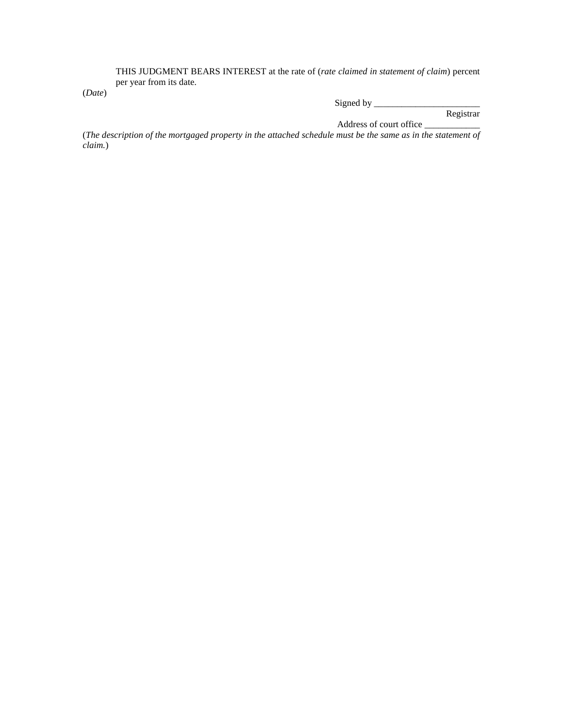THIS JUDGMENT BEARS INTEREST at the rate of (*rate claimed in statement of claim*) percent per year from its date.

(*Date*)

Signed by _______________________
Registrar

Address of court office ____________

(*The description of the mortgaged property in the attached schedule must be the same as in the statement of claim.*)